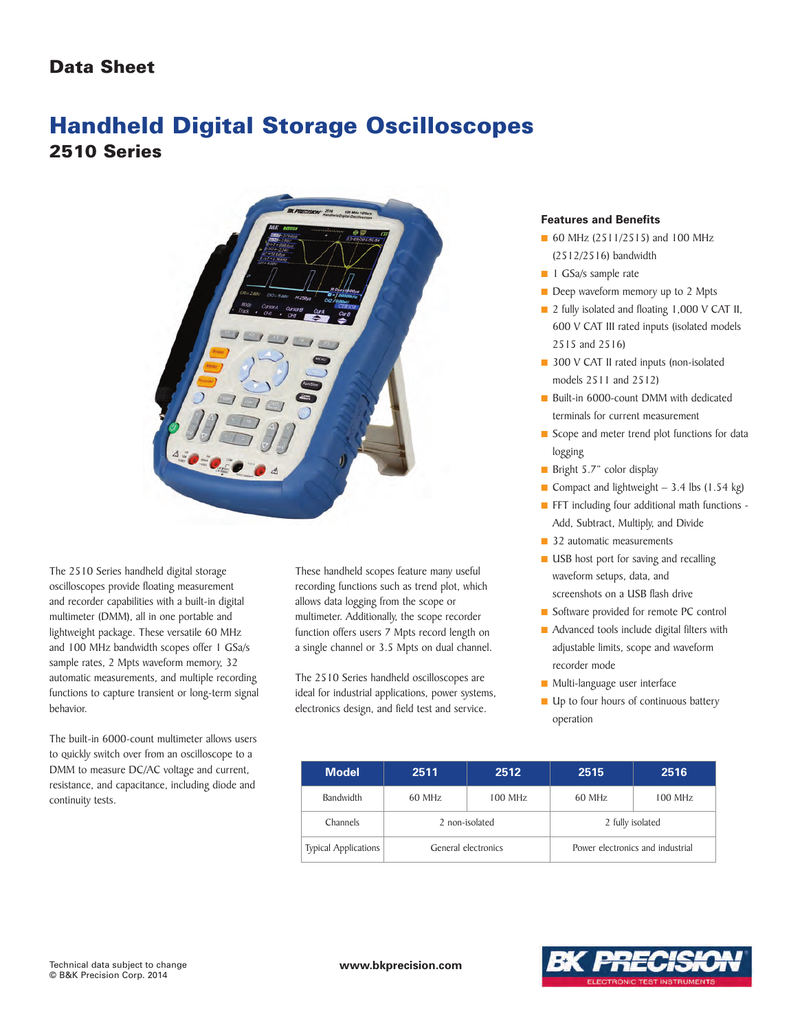Data Sheet

# Handheld Digital Storage Oscilloscopes

## 2510 Series

The 2510 Series handheld digital storage oscilloscopes provide floating measurement and recorder capabilities with a built-in digital multimeter (DMM), all in one portable and lightweight package. These versatile 60 MHz and 100 MHz bandwidth scopes offer 1 GSa/s sample rates, 2 Mpts waveform memory, 32 automatic measurements, and multiple recording functions to capture transient or long-term signal behavior.

The built-in 6000-count multimeter allows users to quickly switch over from an oscilloscope to a DMM to measure DC/AC voltage and current, resistance, and capacitance, including diode and continuity tests.

These handheld scopes feature many useful recording functions such as trend plot, which allows data logging from the scope or multimeter. Additionally, the scope recorder function offers users 7 Mpts record length on a single channel or 3.5 Mpts on dual channel.

The 2510 Series handheld oscilloscopes are ideal for industrial applications, power systems, electronics design, and field test and service.

### Features and Benefits

- 60 MHz (2511/2515) and 100 MHz (2512/2516) bandwidth
- 1 GSa/s sample rate
- Deep waveform memory up to 2 Mpts
- 2 fully isolated and floating 1,000 V CAT II, 600 V CAT III rated inputs (isolated models 2515 and 2516)
- 300 V CAT II rated inputs (non-isolated models 2511 and 2512)
- Built-in 6000-count DMM with dedicated terminals for current measurement
- Scope and meter trend plot functions for data logging
- Bright 5.7" color display
- Compact and lightweight – 3.4 lbs (1.54 kg)
- FFT including four additional math functions - Add, Subtract, Multiply, and Divide
- 32 automatic measurements
- USB host port for saving and recalling waveform setups, data, and screenshots on a USB flash drive
- Software provided for remote PC control
- Advanced tools include digital filters with adjustable limits, scope and waveform recorder mode
- Multi-language user interface
- Up to four hours of continuous battery operation

| Model | 2511 | 2512 | 2515 | 2516 |
|---|---|---|---|---|
| Bandwidth | 60 MHz | 100 MHz | 60 MHz | 100 MHz |
| Channels | 2 non-isolated | | 2 fully isolated | |
| Typical Applications | General electronics | | Power electronics and industrial | |

Technical data subject to change
© B&K Precision Corp. 2014

www.bkprecision.com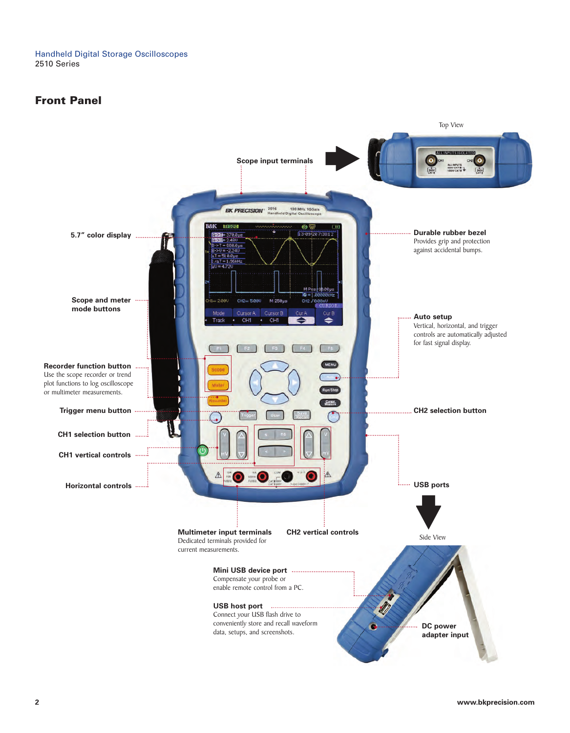## Front Panel

Top View

**Scope input terminals**

**5.7" color display**

**Durable rubber bezel**
Provides grip and protection against accidental bumps.

**Scope and meter mode buttons**

**Auto setup**
Vertical, horizontal, and trigger controls are automatically adjusted for fast signal display.

**Recorder function button**
Use the scope recorder or trend plot functions to log oscilloscope or multimeter measurements.

**Trigger menu button**

**CH2 selection button**

**CH1 selection button**

**CH1 vertical controls**

**Horizontal controls**

**USB ports**

Side View

**Multimeter input terminals**
Dedicated terminals provided for current measurements.

**CH2 vertical controls**

**Mini USB device port**
Compensate your probe or enable remote control from a PC.

**USB host port**
Connect your USB flash drive to conveniently store and recall waveform data, setups, and screenshots.

**DC power adapter input**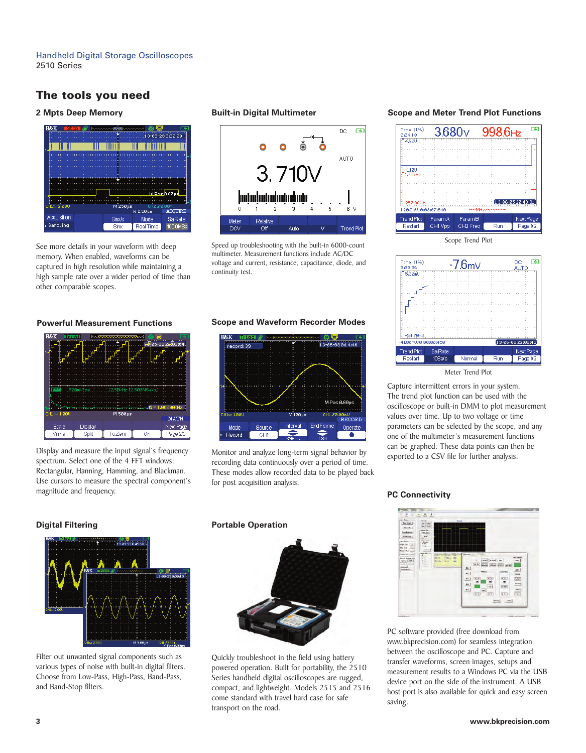## The tools you need

### 2 Mpts Deep Memory

See more details in your waveform with deep memory. When enabled, waveforms can be captured in high resolution while maintaining a high sample rate over a wider period of time than other comparable scopes.

### Built-in Digital Multimeter

Speed up troubleshooting with the built-in 6000-count multimeter. Measurement functions include AC/DC voltage and current, resistance, capacitance, diode, and continuity test.

### Scope and Meter Trend Plot Functions

Scope Trend Plot

Meter Trend Plot

Capture intermittent errors in your system. The trend plot function can be used with the oscilloscope or built-in DMM to plot measurement values over time. Up to two voltage or time parameters can be selected by the scope, and any one of the multimeter's measurement functions can be graphed. These data points can then be exported to a CSV file for further analysis.

### Powerful Measurement Functions

Display and measure the input signal's frequency spectrum. Select one of the 4 FFT windows: Rectangular, Hanning, Hamming, and Blackman. Use cursors to measure the spectral component's magnitude and frequency.

### Scope and Waveform Recorder Modes

Monitor and analyze long-term signal behavior by recording data continuously over a period of time. These modes allow recorded data to be played back for post acquisition analysis.

### PC Connectivity

PC software provided (free download from www.bkprecision.com) for seamless integration between the oscilloscope and PC. Capture and transfer waveforms, screen images, setups and measurement results to a Windows PC via the USB device port on the side of the instrument. A USB host port is also available for quick and easy screen saving.

### Digital Filtering

Filter out unwanted signal components such as various types of noise with built-in digital filters. Choose from Low-Pass, High-Pass, Band-Pass, and Band-Stop filters.

### Portable Operation

Quickly troubleshoot in the field using battery powered operation. Built for portability, the 2510 Series handheld digital oscilloscopes are rugged, compact, and lightweight. Models 2515 and 2516 come standard with travel hard case for safe transport on the road.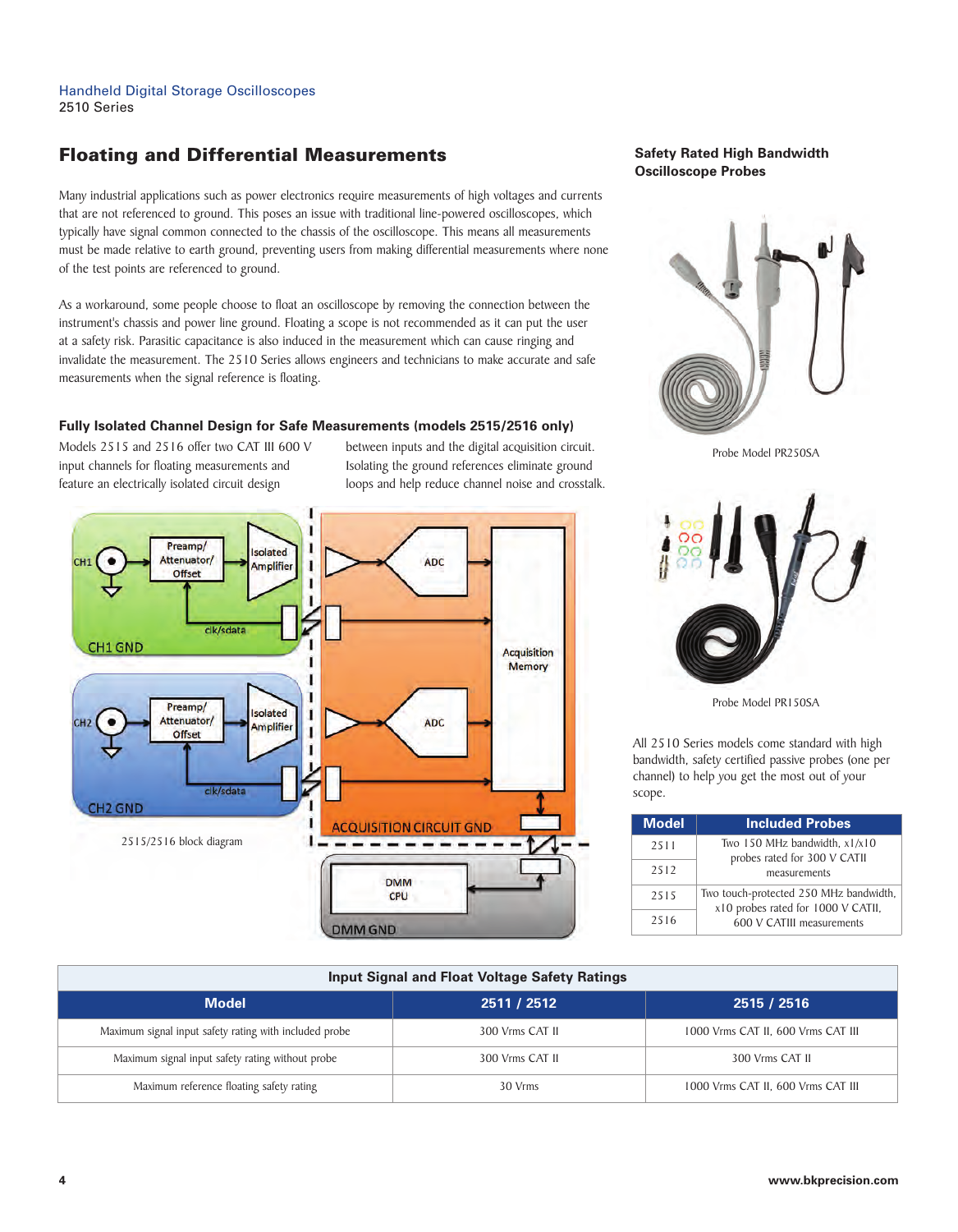## Floating and Differential Measurements

Many industrial applications such as power electronics require measurements of high voltages and currents that are not referenced to ground. This poses an issue with traditional line-powered oscilloscopes, which typically have signal common connected to the chassis of the oscilloscope. This means all measurements must be made relative to earth ground, preventing users from making differential measurements where none of the test points are referenced to ground.

As a workaround, some people choose to float an oscilloscope by removing the connection between the instrument's chassis and power line ground. Floating a scope is not recommended as it can put the user at a safety risk. Parasitic capacitance is also induced in the measurement which can cause ringing and invalidate the measurement. The 2510 Series allows engineers and technicians to make accurate and safe measurements when the signal reference is floating.

### Fully Isolated Channel Design for Safe Measurements (models 2515/2516 only)

Models 2515 and 2516 offer two CAT III 600 V input channels for floating measurements and feature an electrically isolated circuit design between inputs and the digital acquisition circuit. Isolating the ground references eliminate ground loops and help reduce channel noise and crosstalk.

CH1 — Preamp/Attenuator/Offset — Isolated Amplifier — clk/sdata — CH1 GND

CH2 — Preamp/Attenuator/Offset — Isolated Amplifier — clk/sdata — CH2 GND

ADC — ADC — Acquisition Memory — ACQUISITION CIRCUIT GND

DMM CPU — DMM GND

2515/2516 block diagram

### Safety Rated High Bandwidth Oscilloscope Probes

Probe Model PR250SA

Probe Model PR150SA

All 2510 Series models come standard with high bandwidth, safety certified passive probes (one per channel) to help you get the most out of your scope.

| Model | Included Probes |
|---|---|
| 2511 | Two 150 MHz bandwidth, x1/x10 probes rated for 300 V CATII measurements |
| 2512 | |
| 2515 | Two touch-protected 250 MHz bandwidth, x10 probes rated for 1000 V CATII, 600 V CATIII measurements |
| 2516 | |

| Input Signal and Float Voltage Safety Ratings | | |
|---|---|---|
| **Model** | **2511 / 2512** | **2515 / 2516** |
| Maximum signal input safety rating with included probe | 300 Vrms CAT II | 1000 Vrms CAT II, 600 Vrms CAT III |
| Maximum signal input safety rating without probe | 300 Vrms CAT II | 300 Vrms CAT II |
| Maximum reference floating safety rating | 30 Vrms | 1000 Vrms CAT II, 600 Vrms CAT III |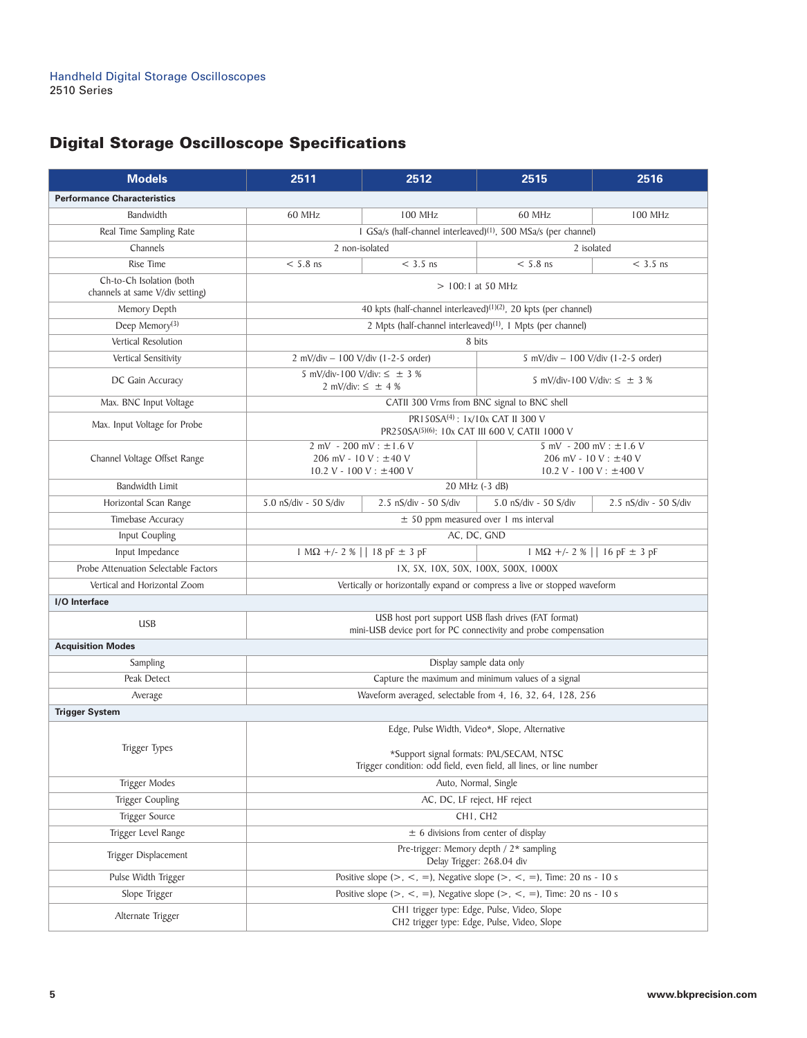## Digital Storage Oscilloscope Specifications

| Models | 2511 | 2512 | 2515 | 2516 |
|---|---|---|---|---|
| **Performance Characteristics** | | | | |
| Bandwidth | 60 MHz | 100 MHz | 60 MHz | 100 MHz |
| Real Time Sampling Rate | 1 GSa/s (half-channel interleaved)(1), 500 MSa/s (per channel) | | | |
| Channels | 2 non-isolated | | 2 isolated | |
| Rise Time | < 5.8 ns | < 3.5 ns | < 5.8 ns | < 3.5 ns |
| Ch-to-Ch Isolation (both channels at same V/div setting) | > 100:1 at 50 MHz | | | |
| Memory Depth | 40 kpts (half-channel interleaved)(1)(2), 20 kpts (per channel) | | | |
| Deep Memory(3) | 2 Mpts (half-channel interleaved)(1), 1 Mpts (per channel) | | | |
| Vertical Resolution | 8 bits | | | |
| Vertical Sensitivity | 2 mV/div – 100 V/div (1-2-5 order) | | 5 mV/div – 100 V/div (1-2-5 order) | |
| DC Gain Accuracy | 5 mV/div-100 V/div: ≤ ± 3 %<br>2 mV/div: ≤ ± 4 % | | 5 mV/div-100 V/div: ≤ ± 3 % | |
| Max. BNC Input Voltage | CATII 300 Vrms from BNC signal to BNC shell | | | |
| Max. Input Voltage for Probe | PR150SA(4) : 1x/10x CAT II 300 V<br>PR250SA(5)(6): 10x CAT III 600 V, CATII 1000 V | | | |
| Channel Voltage Offset Range | 2 mV - 200 mV : ±1.6 V<br>206 mV - 10 V : ±40 V<br>10.2 V - 100 V : ±400 V | | 5 mV - 200 mV : ±1.6 V<br>206 mV - 10 V : ±40 V<br>10.2 V - 100 V : ±400 V | |
| Bandwidth Limit | 20 MHz (-3 dB) | | | |
| Horizontal Scan Range | 5.0 nS/div - 50 S/div | 2.5 nS/div - 50 S/div | 5.0 nS/div - 50 S/div | 2.5 nS/div - 50 S/div |
| Timebase Accuracy | ± 50 ppm measured over 1 ms interval | | | |
| Input Coupling | AC, DC, GND | | | |
| Input Impedance | 1 MΩ +/- 2 % \|\| 18 pF ± 3 pF | | 1 MΩ +/- 2 % \|\| 16 pF ± 3 pF | |
| Probe Attenuation Selectable Factors | 1X, 5X, 10X, 50X, 100X, 500X, 1000X | | | |
| Vertical and Horizontal Zoom | Vertically or horizontally expand or compress a live or stopped waveform | | | |
| **I/O Interface** | | | | |
| USB | USB host port support USB flash drives (FAT format)<br>mini-USB device port for PC connectivity and probe compensation | | | |
| **Acquisition Modes** | | | | |
| Sampling | Display sample data only | | | |
| Peak Detect | Capture the maximum and minimum values of a signal | | | |
| Average | Waveform averaged, selectable from 4, 16, 32, 64, 128, 256 | | | |
| **Trigger System** | | | | |
| Trigger Types | Edge, Pulse Width, Video*, Slope, Alternative<br><br>*Support signal formats: PAL/SECAM, NTSC<br>Trigger condition: odd field, even field, all lines, or line number | | | |
| Trigger Modes | Auto, Normal, Single | | | |
| Trigger Coupling | AC, DC, LF reject, HF reject | | | |
| Trigger Source | CH1, CH2 | | | |
| Trigger Level Range | ± 6 divisions from center of display | | | |
| Trigger Displacement | Pre-trigger: Memory depth / 2* sampling<br>Delay Trigger: 268.04 div | | | |
| Pulse Width Trigger | Positive slope (>, <, =), Negative slope (>, <, =), Time: 20 ns - 10 s | | | |
| Slope Trigger | Positive slope (>, <, =), Negative slope (>, <, =), Time: 20 ns - 10 s | | | |
| Alternate Trigger | CH1 trigger type: Edge, Pulse, Video, Slope<br>CH2 trigger type: Edge, Pulse, Video, Slope | | | |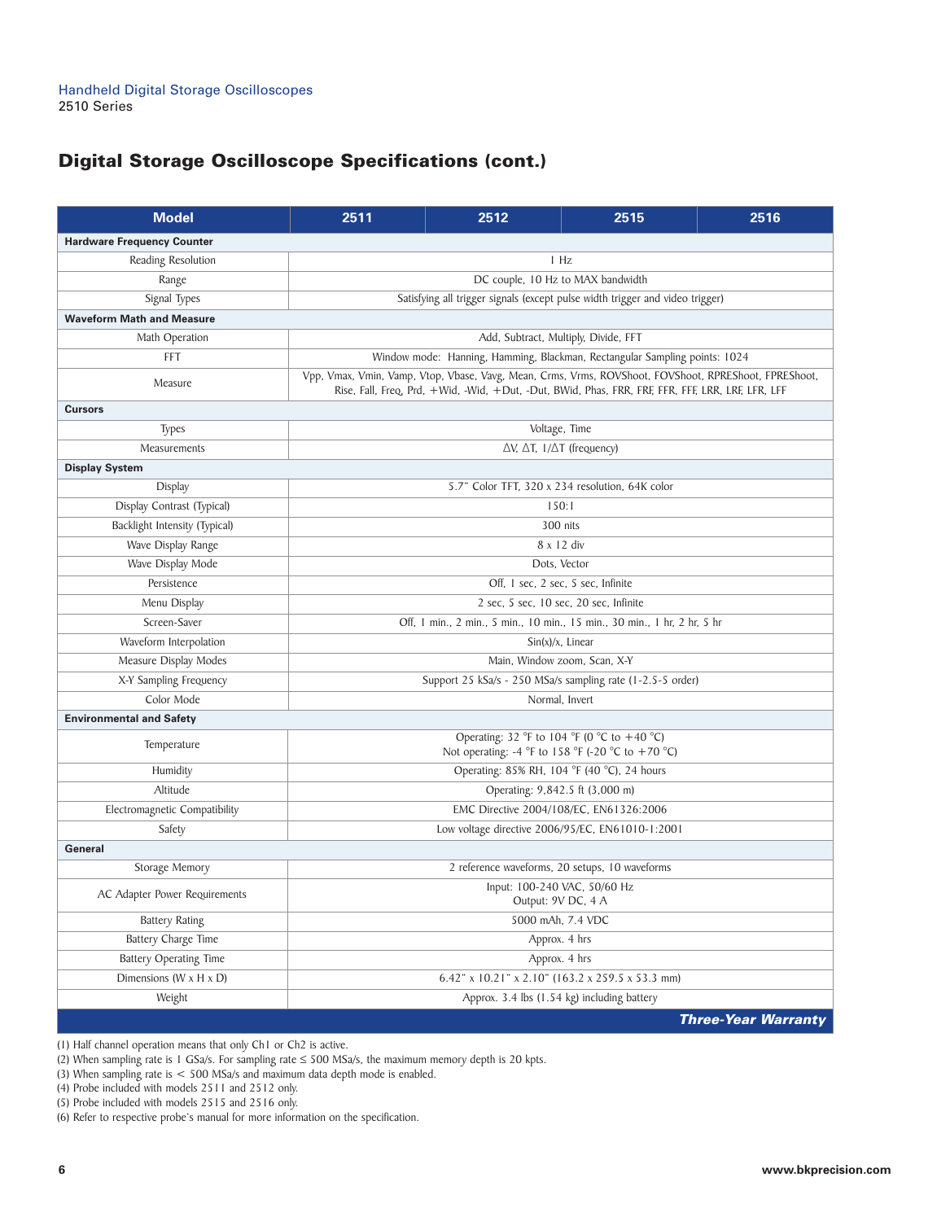Handheld Digital Storage Oscilloscopes
2510 Series

## Digital Storage Oscilloscope Specifications (cont.)

| Model | 2511 | 2512 | 2515 | 2516 |
|---|---|---|---|---|
| **Hardware Frequency Counter** | | | | |
| Reading Resolution | 1 Hz | | | |
| Range | DC couple, 10 Hz to MAX bandwidth | | | |
| Signal Types | Satisfying all trigger signals (except pulse width trigger and video trigger) | | | |
| **Waveform Math and Measure** | | | | |
| Math Operation | Add, Subtract, Multiply, Divide, FFT | | | |
| FFT | Window mode: Hanning, Hamming, Blackman, Rectangular Sampling points: 1024 | | | |
| Measure | Vpp, Vmax, Vmin, Vamp, Vtop, Vbase, Vavg, Mean, Crms, Vrms, ROVShoot, FOVShoot, RPREShoot, FPREShoot, Rise, Fall, Freq, Prd, +Wid, -Wid, +Dut, -Dut, BWid, Phas, FRR, FRF, FFR, FFF, LRR, LRF, LFR, LFF | | | |
| **Cursors** | | | | |
| Types | Voltage, Time | | | |
| Measurements | ΔV, ΔT, 1/ΔT (frequency) | | | |
| **Display System** | | | | |
| Display | 5.7" Color TFT, 320 x 234 resolution, 64K color | | | |
| Display Contrast (Typical) | 150:1 | | | |
| Backlight Intensity (Typical) | 300 nits | | | |
| Wave Display Range | 8 x 12 div | | | |
| Wave Display Mode | Dots, Vector | | | |
| Persistence | Off, 1 sec, 2 sec, 5 sec, Infinite | | | |
| Menu Display | 2 sec, 5 sec, 10 sec, 20 sec, Infinite | | | |
| Screen-Saver | Off, 1 min., 2 min., 5 min., 10 min., 15 min., 30 min., 1 hr, 2 hr, 5 hr | | | |
| Waveform Interpolation | Sin(x)/x, Linear | | | |
| Measure Display Modes | Main, Window zoom, Scan, X-Y | | | |
| X-Y Sampling Frequency | Support 25 kSa/s - 250 MSa/s sampling rate (1-2.5-5 order) | | | |
| Color Mode | Normal, Invert | | | |
| **Environmental and Safety** | | | | |
| Temperature | Operating: 32 °F to 104 °F (0 °C to +40 °C)<br>Not operating: -4 °F to 158 °F (-20 °C to +70 °C) | | | |
| Humidity | Operating: 85% RH, 104 °F (40 °C), 24 hours | | | |
| Altitude | Operating: 9,842.5 ft (3,000 m) | | | |
| Electromagnetic Compatibility | EMC Directive 2004/108/EC, EN61326:2006 | | | |
| Safety | Low voltage directive 2006/95/EC, EN61010-1:2001 | | | |
| **General** | | | | |
| Storage Memory | 2 reference waveforms, 20 setups, 10 waveforms | | | |
| AC Adapter Power Requirements | Input: 100-240 VAC, 50/60 Hz<br>Output: 9V DC, 4 A | | | |
| Battery Rating | 5000 mAh, 7.4 VDC | | | |
| Battery Charge Time | Approx. 4 hrs | | | |
| Battery Operating Time | Approx. 4 hrs | | | |
| Dimensions (W x H x D) | 6.42" x 10.21" x 2.10" (163.2 x 259.5 x 53.3 mm) | | | |
| Weight | Approx. 3.4 lbs (1.54 kg) including battery | | | |

***Three-Year Warranty***

(1) Half channel operation means that only Ch1 or Ch2 is active.
(2) When sampling rate is 1 GSa/s. For sampling rate ≤ 500 MSa/s, the maximum memory depth is 20 kpts.
(3) When sampling rate is < 500 MSa/s and maximum data depth mode is enabled.
(4) Probe included with models 2511 and 2512 only.
(5) Probe included with models 2515 and 2516 only.
(6) Refer to respective probe's manual for more information on the specification.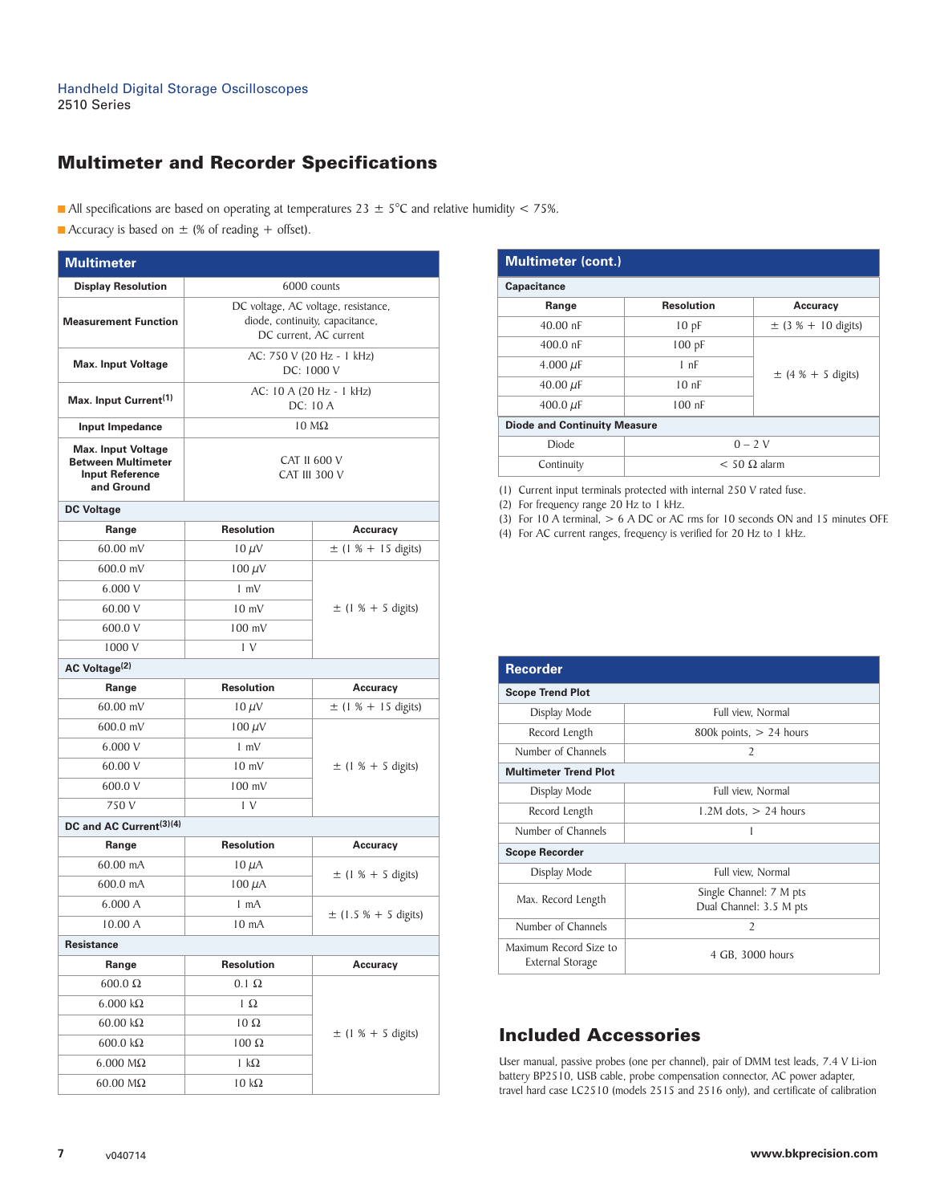## Multimeter and Recorder Specifications

- All specifications are based on operating at temperatures 23 ± 5°C and relative humidity < 75%.
- Accuracy is based on ± (% of reading + offset).

| Multimeter | | |
|---|---|---|
| **Display Resolution** | 6000 counts | |
| **Measurement Function** | DC voltage, AC voltage, resistance, diode, continuity, capacitance, DC current, AC current | |
| **Max. Input Voltage** | AC: 750 V (20 Hz - 1 kHz) DC: 1000 V | |
| **Max. Input Current[1]** | AC: 10 A (20 Hz - 1 kHz) DC: 10 A | |
| **Input Impedance** | 10 MΩ | |
| **Max. Input Voltage Between Multimeter Input Reference and Ground** | CAT II 600 V CAT III 300 V | |
| **DC Voltage** | | |
| **Range** | **Resolution** | **Accuracy** |
| 60.00 mV | 10 μV | ± (1 % + 15 digits) |
| 600.0 mV | 100 μV | ± (1 % + 5 digits) |
| 6.000 V | 1 mV | |
| 60.00 V | 10 mV | |
| 600.0 V | 100 mV | |
| 1000 V | 1 V | |
| **AC Voltage[2]** | | |
| **Range** | **Resolution** | **Accuracy** |
| 60.00 mV | 10 μV | ± (1 % + 15 digits) |
| 600.0 mV | 100 μV | ± (1 % + 5 digits) |
| 6.000 V | 1 mV | |
| 60.00 V | 10 mV | |
| 600.0 V | 100 mV | |
| 750 V | 1 V | |
| **DC and AC Current[3][4]** | | |
| **Range** | **Resolution** | **Accuracy** |
| 60.00 mA | 10 μA | ± (1 % + 5 digits) |
| 600.0 mA | 100 μA | |
| 6.000 A | 1 mA | ± (1.5 % + 5 digits) |
| 10.00 A | 10 mA | |
| **Resistance** | | |
| **Range** | **Resolution** | **Accuracy** |
| 600.0 Ω | 0.1 Ω | ± (1 % + 5 digits) |
| 6.000 kΩ | 1 Ω | |
| 60.00 kΩ | 10 Ω | |
| 600.0 kΩ | 100 Ω | |
| 6.000 MΩ | 1 kΩ | |
| 60.00 MΩ | 10 kΩ | |

| Multimeter (cont.) | | |
|---|---|---|
| **Capacitance** | | |
| **Range** | **Resolution** | **Accuracy** |
| 40.00 nF | 10 pF | ± (3 % + 10 digits) |
| 400.0 nF | 100 pF | ± (4 % + 5 digits) |
| 4.000 μF | 1 nF | |
| 40.00 μF | 10 nF | |
| 400.0 μF | 100 nF | |
| **Diode and Continuity Measure** | | |
| Diode | 0 – 2 V | |
| Continuity | < 50 Ω alarm | |

(1) Current input terminals protected with internal 250 V rated fuse.
(2) For frequency range 20 Hz to 1 kHz.
(3) For 10 A terminal, > 6 A DC or AC rms for 10 seconds ON and 15 minutes OFF.
(4) For AC current ranges, frequency is verified for 20 Hz to 1 kHz.

| Recorder | |
|---|---|
| **Scope Trend Plot** | |
| Display Mode | Full view, Normal |
| Record Length | 800k points, > 24 hours |
| Number of Channels | 2 |
| **Multimeter Trend Plot** | |
| Display Mode | Full view, Normal |
| Record Length | 1.2M dots, > 24 hours |
| Number of Channels | 1 |
| **Scope Recorder** | |
| Display Mode | Full view, Normal |
| Max. Record Length | Single Channel: 7 M pts Dual Channel: 3.5 M pts |
| Number of Channels | 2 |
| Maximum Record Size to External Storage | 4 GB, 3000 hours |

## Included Accessories

User manual, passive probes (one per channel), pair of DMM test leads, 7.4 V Li-ion battery BP2510, USB cable, probe compensation connector, AC power adapter, travel hard case LC2510 (models 2515 and 2516 only), and certificate of calibration